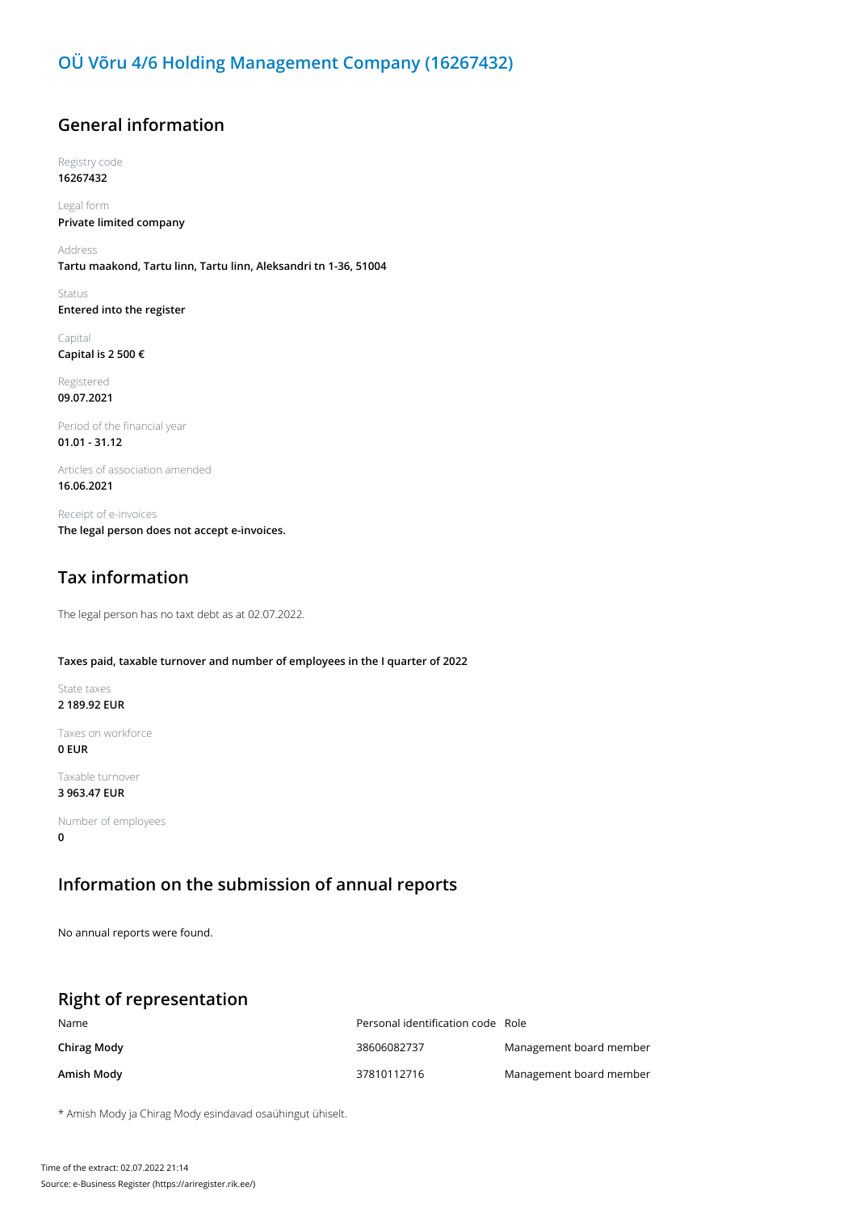# OÜ Võru 4/6 Holding Management Company (16267432)

## General information

Registry code
**16267432**

Legal form
**Private limited company**

Address
**Tartu maakond, Tartu linn, Tartu linn, Aleksandri tn 1-36, 51004**

Status
**Entered into the register**

Capital
**Capital is 2 500 €**

Registered
**09.07.2021**

Period of the financial year
**01.01 - 31.12**

Articles of association amended
**16.06.2021**

Receipt of e-invoices
**The legal person does not accept e-invoices.**

## Tax information

The legal person has no taxt debt as at 02.07.2022.

**Taxes paid, taxable turnover and number of employees in the I quarter of 2022**

State taxes
**2 189.92 EUR**

Taxes on workforce
**0 EUR**

Taxable turnover
**3 963.47 EUR**

Number of employees
**0**

## Information on the submission of annual reports

No annual reports were found.

## Right of representation

| Name | Personal identification code | Role |
|---|---|---|
| **Chirag Mody** | 38606082737 | Management board member |
| **Amish Mody** | 37810112716 | Management board member |

* Amish Mody ja Chirag Mody esindavad osaühingut ühiselt.

Time of the extract: 02.07.2022 21:14
Source: e-Business Register (https://ariregister.rik.ee/)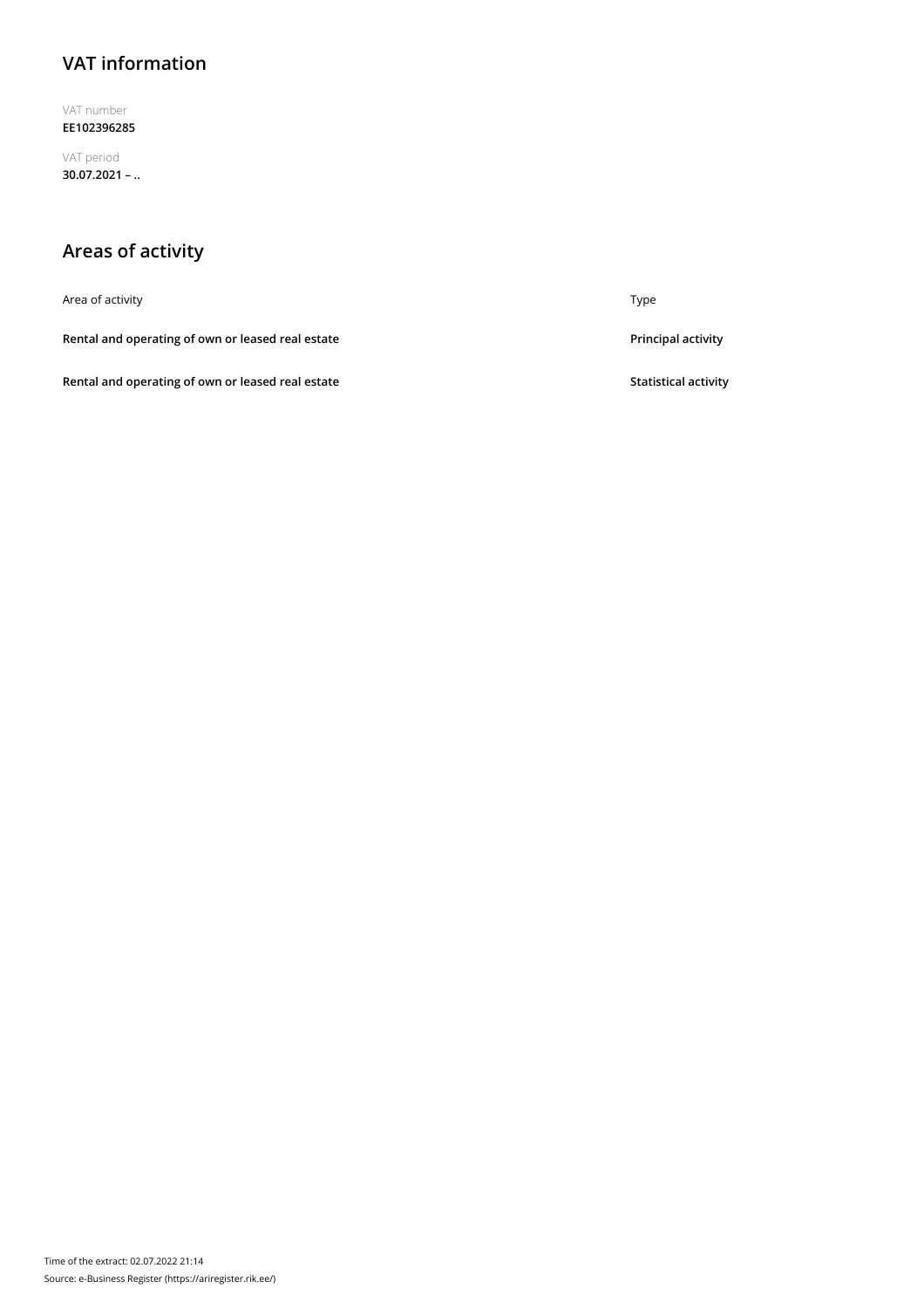## VAT information

VAT number
**EE102396285**

VAT period
**30.07.2021 – ..**

## Areas of activity

| Area of activity | Type |
|---|---|
| **Rental and operating of own or leased real estate** | **Principal activity** |
| **Rental and operating of own or leased real estate** | **Statistical activity** |

Time of the extract: 02.07.2022 21:14
Source: e-Business Register (https://ariregister.rik.ee/)